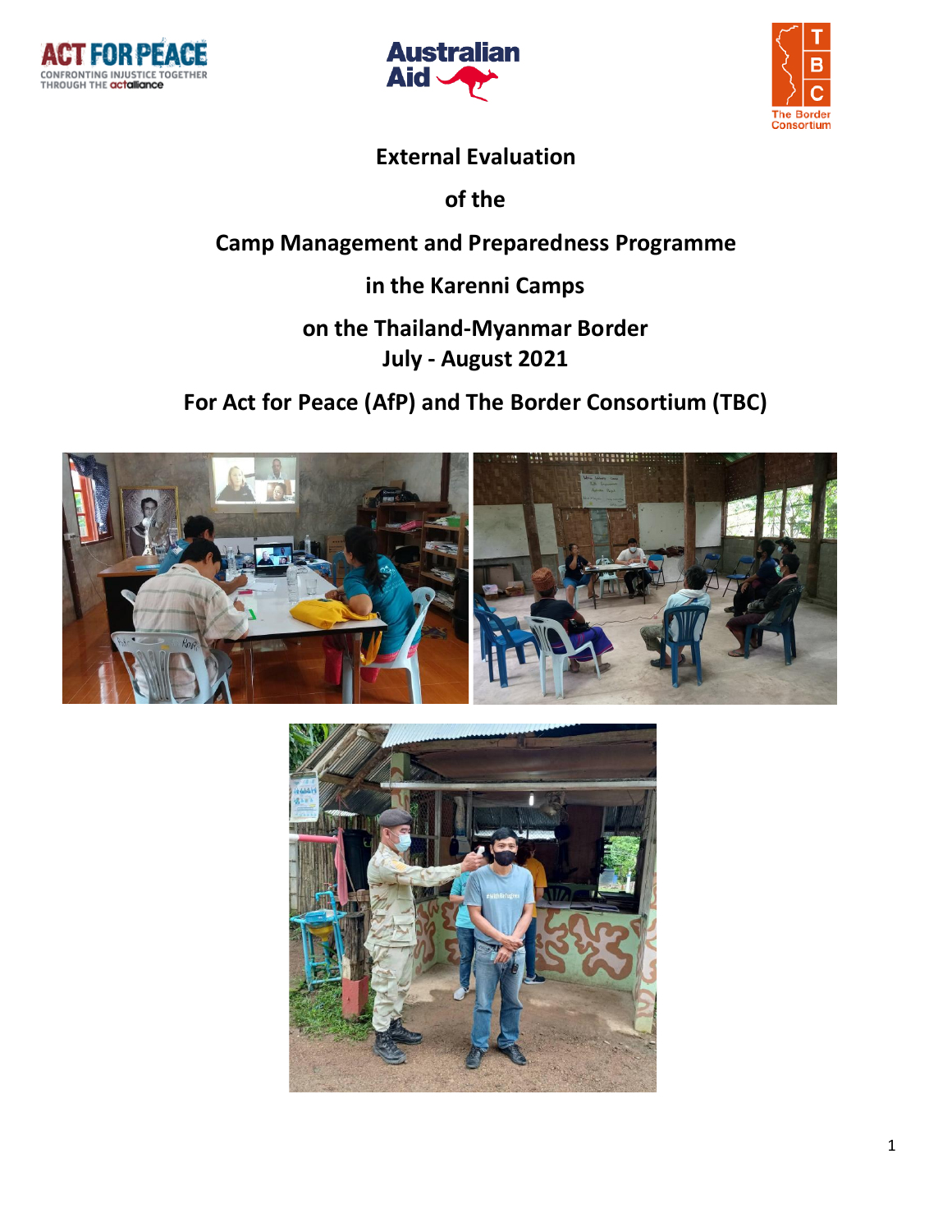# External Evaluation

# of the

# Camp Management and Preparedness Programme

# in the Karenni Camps

# on the Thailand-Myanmar Border

## July - August 2021

## For Act for Peace (AfP) and The Border Consortium (TBC)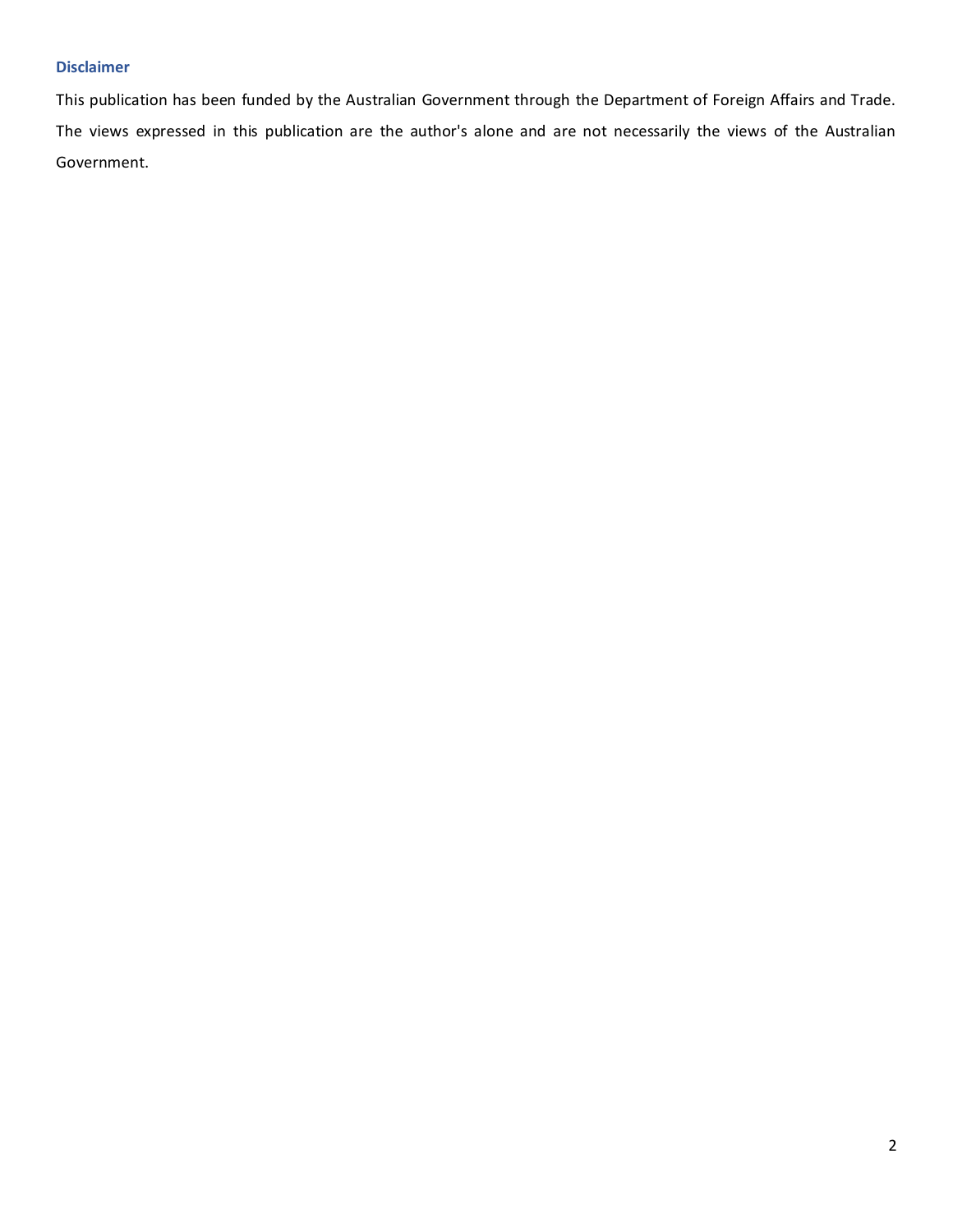### Disclaimer

This publication has been funded by the Australian Government through the Department of Foreign Affairs and Trade. The views expressed in this publication are the author's alone and are not necessarily the views of the Australian Government.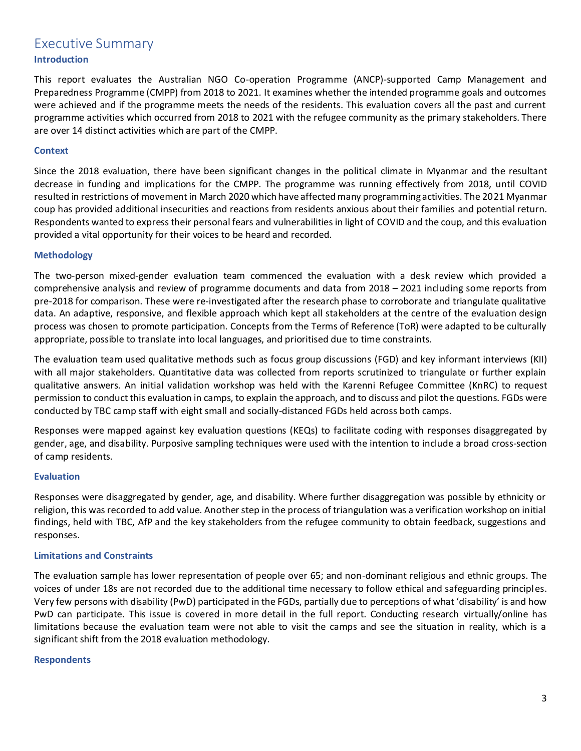# Executive Summary

### Introduction

This report evaluates the Australian NGO Co-operation Programme (ANCP)-supported Camp Management and Preparedness Programme (CMPP) from 2018 to 2021. It examines whether the intended programme goals and outcomes were achieved and if the programme meets the needs of the residents. This evaluation covers all the past and current programme activities which occurred from 2018 to 2021 with the refugee community as the primary stakeholders. There are over 14 distinct activities which are part of the CMPP.

### Context

Since the 2018 evaluation, there have been significant changes in the political climate in Myanmar and the resultant decrease in funding and implications for the CMPP. The programme was running effectively from 2018, until COVID resulted in restrictions of movement in March 2020 which have affected many programming activities. The 2021 Myanmar coup has provided additional insecurities and reactions from residents anxious about their families and potential return. Respondents wanted to express their personal fears and vulnerabilities in light of COVID and the coup, and this evaluation provided a vital opportunity for their voices to be heard and recorded.

### Methodology

The two-person mixed-gender evaluation team commenced the evaluation with a desk review which provided a comprehensive analysis and review of programme documents and data from 2018 – 2021 including some reports from pre-2018 for comparison. These were re-investigated after the research phase to corroborate and triangulate qualitative data. An adaptive, responsive, and flexible approach which kept all stakeholders at the centre of the evaluation design process was chosen to promote participation. Concepts from the Terms of Reference (ToR) were adapted to be culturally appropriate, possible to translate into local languages, and prioritised due to time constraints.

The evaluation team used qualitative methods such as focus group discussions (FGD) and key informant interviews (KII) with all major stakeholders. Quantitative data was collected from reports scrutinized to triangulate or further explain qualitative answers. An initial validation workshop was held with the Karenni Refugee Committee (KnRC) to request permission to conduct this evaluation in camps, to explain the approach, and to discuss and pilot the questions. FGDs were conducted by TBC camp staff with eight small and socially-distanced FGDs held across both camps.

Responses were mapped against key evaluation questions (KEQs) to facilitate coding with responses disaggregated by gender, age, and disability. Purposive sampling techniques were used with the intention to include a broad cross-section of camp residents.

### Evaluation

Responses were disaggregated by gender, age, and disability. Where further disaggregation was possible by ethnicity or religion, this was recorded to add value. Another step in the process of triangulation was a verification workshop on initial findings, held with TBC, AfP and the key stakeholders from the refugee community to obtain feedback, suggestions and responses.

### Limitations and Constraints

The evaluation sample has lower representation of people over 65; and non-dominant religious and ethnic groups. The voices of under 18s are not recorded due to the additional time necessary to follow ethical and safeguarding principles. Very few persons with disability (PwD) participated in the FGDs, partially due to perceptions of what 'disability' is and how PwD can participate. This issue is covered in more detail in the full report. Conducting research virtually/online has limitations because the evaluation team were not able to visit the camps and see the situation in reality, which is a significant shift from the 2018 evaluation methodology.

### Respondents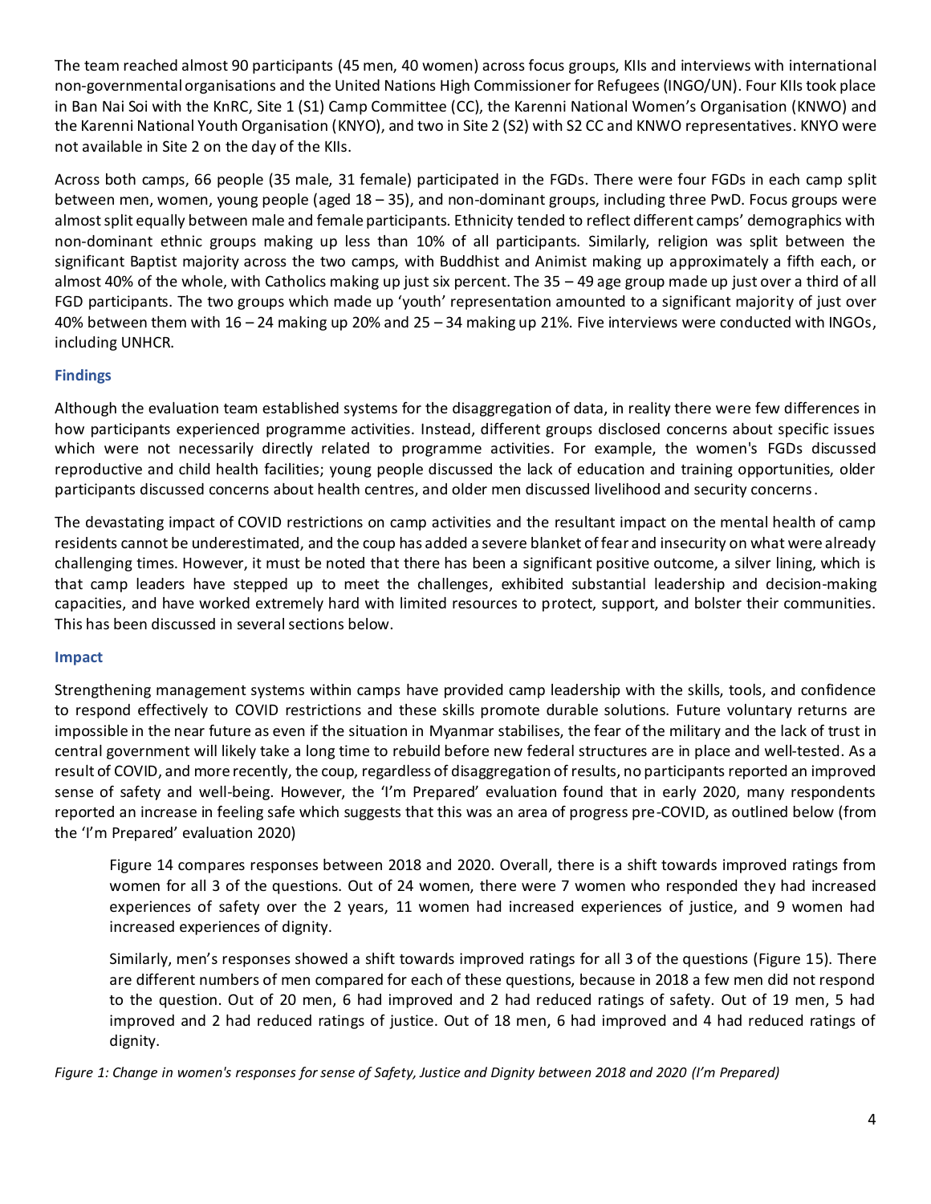The team reached almost 90 participants (45 men, 40 women) across focus groups, KIIs and interviews with international non-governmental organisations and the United Nations High Commissioner for Refugees (INGO/UN). Four KIIs took place in Ban Nai Soi with the KnRC, Site 1 (S1) Camp Committee (CC), the Karenni National Women's Organisation (KNWO) and the Karenni National Youth Organisation (KNYO), and two in Site 2 (S2) with S2 CC and KNWO representatives. KNYO were not available in Site 2 on the day of the KIIs.

Across both camps, 66 people (35 male, 31 female) participated in the FGDs. There were four FGDs in each camp split between men, women, young people (aged 18 – 35), and non-dominant groups, including three PwD. Focus groups were almost split equally between male and female participants. Ethnicity tended to reflect different camps' demographics with non-dominant ethnic groups making up less than 10% of all participants. Similarly, religion was split between the significant Baptist majority across the two camps, with Buddhist and Animist making up approximately a fifth each, or almost 40% of the whole, with Catholics making up just six percent. The 35 – 49 age group made up just over a third of all FGD participants. The two groups which made up 'youth' representation amounted to a significant majority of just over 40% between them with 16 – 24 making up 20% and 25 – 34 making up 21%. Five interviews were conducted with INGOs, including UNHCR.

### Findings

Although the evaluation team established systems for the disaggregation of data, in reality there were few differences in how participants experienced programme activities. Instead, different groups disclosed concerns about specific issues which were not necessarily directly related to programme activities. For example, the women's FGDs discussed reproductive and child health facilities; young people discussed the lack of education and training opportunities, older participants discussed concerns about health centres, and older men discussed livelihood and security concerns.

The devastating impact of COVID restrictions on camp activities and the resultant impact on the mental health of camp residents cannot be underestimated, and the coup has added a severe blanket of fear and insecurity on what were already challenging times. However, it must be noted that there has been a significant positive outcome, a silver lining, which is that camp leaders have stepped up to meet the challenges, exhibited substantial leadership and decision-making capacities, and have worked extremely hard with limited resources to protect, support, and bolster their communities. This has been discussed in several sections below.

### Impact

Strengthening management systems within camps have provided camp leadership with the skills, tools, and confidence to respond effectively to COVID restrictions and these skills promote durable solutions. Future voluntary returns are impossible in the near future as even if the situation in Myanmar stabilises, the fear of the military and the lack of trust in central government will likely take a long time to rebuild before new federal structures are in place and well-tested. As a result of COVID, and more recently, the coup, regardless of disaggregation of results, no participants reported an improved sense of safety and well-being. However, the 'I'm Prepared' evaluation found that in early 2020, many respondents reported an increase in feeling safe which suggests that this was an area of progress pre-COVID, as outlined below (from the 'I'm Prepared' evaluation 2020)

> Figure 14 compares responses between 2018 and 2020. Overall, there is a shift towards improved ratings from women for all 3 of the questions. Out of 24 women, there were 7 women who responded they had increased experiences of safety over the 2 years, 11 women had increased experiences of justice, and 9 women had increased experiences of dignity.
>
> Similarly, men's responses showed a shift towards improved ratings for all 3 of the questions (Figure 15). There are different numbers of men compared for each of these questions, because in 2018 a few men did not respond to the question. Out of 20 men, 6 had improved and 2 had reduced ratings of safety. Out of 19 men, 5 had improved and 2 had reduced ratings of justice. Out of 18 men, 6 had improved and 4 had reduced ratings of dignity.

*Figure 1: Change in women's responses for sense of Safety, Justice and Dignity between 2018 and 2020 (I'm Prepared)*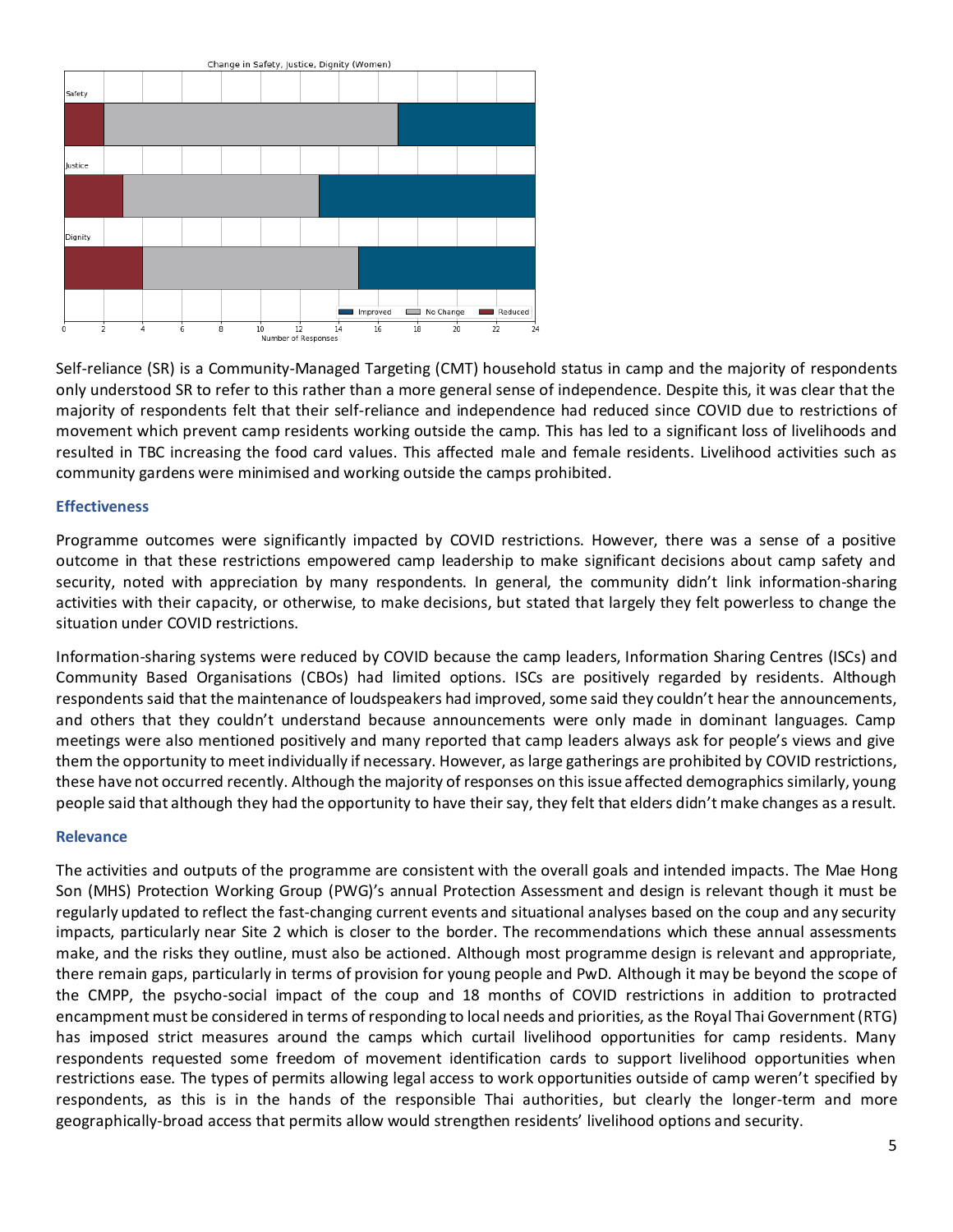Change in Safety, Justice, Dignity (Women)

Self-reliance (SR) is a Community-Managed Targeting (CMT) household status in camp and the majority of respondents only understood SR to refer to this rather than a more general sense of independence. Despite this, it was clear that the majority of respondents felt that their self-reliance and independence had reduced since COVID due to restrictions of movement which prevent camp residents working outside the camp. This has led to a significant loss of livelihoods and resulted in TBC increasing the food card values. This affected male and female residents. Livelihood activities such as community gardens were minimised and working outside the camps prohibited.

### Effectiveness

Programme outcomes were significantly impacted by COVID restrictions. However, there was a sense of a positive outcome in that these restrictions empowered camp leadership to make significant decisions about camp safety and security, noted with appreciation by many respondents. In general, the community didn't link information-sharing activities with their capacity, or otherwise, to make decisions, but stated that largely they felt powerless to change the situation under COVID restrictions.

Information-sharing systems were reduced by COVID because the camp leaders, Information Sharing Centres (ISCs) and Community Based Organisations (CBOs) had limited options. ISCs are positively regarded by residents. Although respondents said that the maintenance of loudspeakers had improved, some said they couldn't hear the announcements, and others that they couldn't understand because announcements were only made in dominant languages. Camp meetings were also mentioned positively and many reported that camp leaders always ask for people's views and give them the opportunity to meet individually if necessary. However, as large gatherings are prohibited by COVID restrictions, these have not occurred recently. Although the majority of responses on this issue affected demographics similarly, young people said that although they had the opportunity to have their say, they felt that elders didn't make changes as a result.

### Relevance

The activities and outputs of the programme are consistent with the overall goals and intended impacts. The Mae Hong Son (MHS) Protection Working Group (PWG)'s annual Protection Assessment and design is relevant though it must be regularly updated to reflect the fast-changing current events and situational analyses based on the coup and any security impacts, particularly near Site 2 which is closer to the border. The recommendations which these annual assessments make, and the risks they outline, must also be actioned. Although most programme design is relevant and appropriate, there remain gaps, particularly in terms of provision for young people and PwD. Although it may be beyond the scope of the CMPP, the psycho-social impact of the coup and 18 months of COVID restrictions in addition to protracted encampment must be considered in terms of responding to local needs and priorities, as the Royal Thai Government (RTG) has imposed strict measures around the camps which curtail livelihood opportunities for camp residents. Many respondents requested some freedom of movement identification cards to support livelihood opportunities when restrictions ease. The types of permits allowing legal access to work opportunities outside of camp weren't specified by respondents, as this is in the hands of the responsible Thai authorities, but clearly the longer-term and more geographically-broad access that permits allow would strengthen residents' livelihood options and security.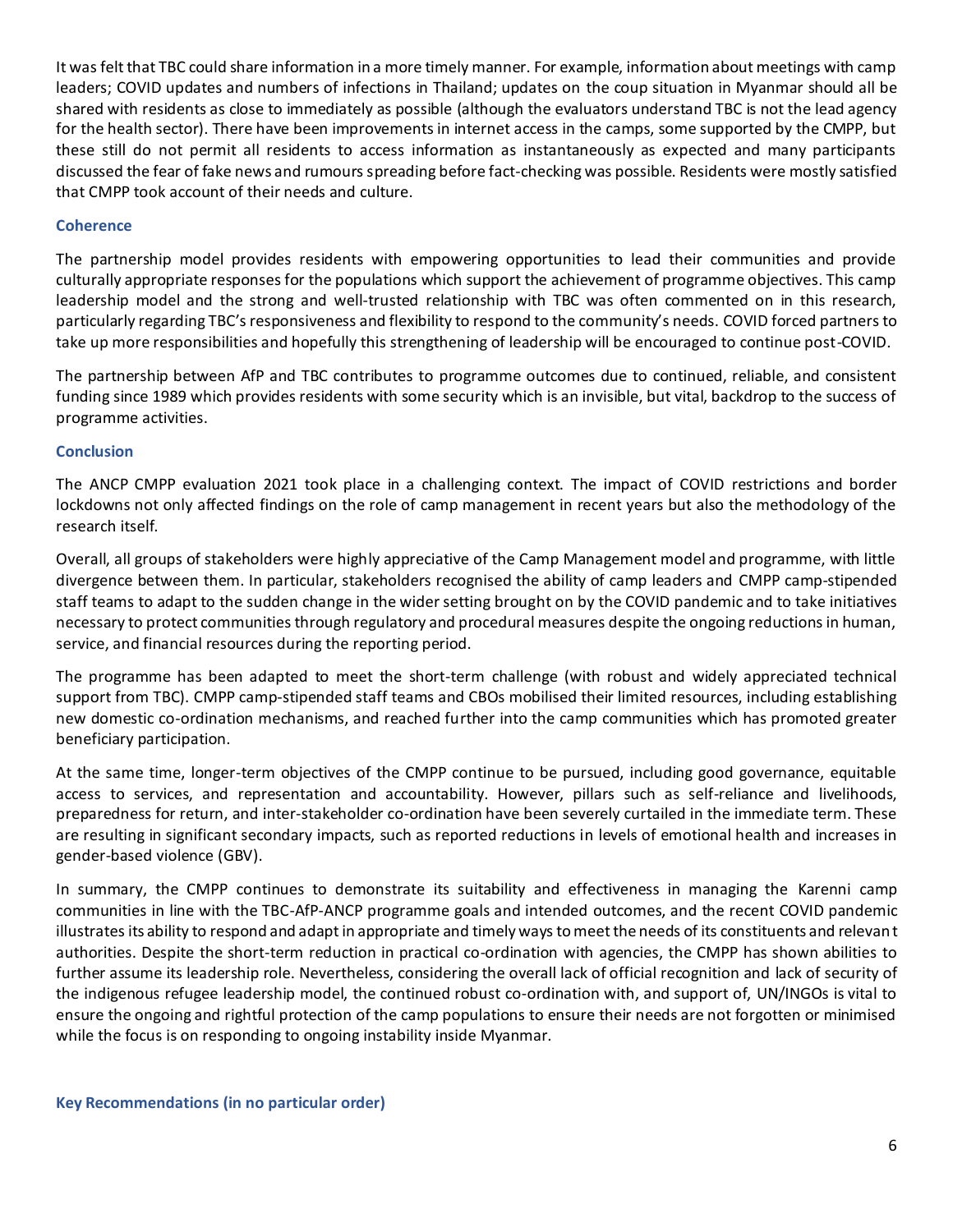It was felt that TBC could share information in a more timely manner. For example, information about meetings with camp leaders; COVID updates and numbers of infections in Thailand; updates on the coup situation in Myanmar should all be shared with residents as close to immediately as possible (although the evaluators understand TBC is not the lead agency for the health sector). There have been improvements in internet access in the camps, some supported by the CMPP, but these still do not permit all residents to access information as instantaneously as expected and many participants discussed the fear of fake news and rumours spreading before fact-checking was possible. Residents were mostly satisfied that CMPP took account of their needs and culture.

### Coherence

The partnership model provides residents with empowering opportunities to lead their communities and provide culturally appropriate responses for the populations which support the achievement of programme objectives. This camp leadership model and the strong and well-trusted relationship with TBC was often commented on in this research, particularly regarding TBC's responsiveness and flexibility to respond to the community's needs. COVID forced partners to take up more responsibilities and hopefully this strengthening of leadership will be encouraged to continue post-COVID.

The partnership between AfP and TBC contributes to programme outcomes due to continued, reliable, and consistent funding since 1989 which provides residents with some security which is an invisible, but vital, backdrop to the success of programme activities.

### Conclusion

The ANCP CMPP evaluation 2021 took place in a challenging context. The impact of COVID restrictions and border lockdowns not only affected findings on the role of camp management in recent years but also the methodology of the research itself.

Overall, all groups of stakeholders were highly appreciative of the Camp Management model and programme, with little divergence between them. In particular, stakeholders recognised the ability of camp leaders and CMPP camp-stipended staff teams to adapt to the sudden change in the wider setting brought on by the COVID pandemic and to take initiatives necessary to protect communities through regulatory and procedural measures despite the ongoing reductions in human, service, and financial resources during the reporting period.

The programme has been adapted to meet the short-term challenge (with robust and widely appreciated technical support from TBC). CMPP camp-stipended staff teams and CBOs mobilised their limited resources, including establishing new domestic co-ordination mechanisms, and reached further into the camp communities which has promoted greater beneficiary participation.

At the same time, longer-term objectives of the CMPP continue to be pursued, including good governance, equitable access to services, and representation and accountability. However, pillars such as self-reliance and livelihoods, preparedness for return, and inter-stakeholder co-ordination have been severely curtailed in the immediate term. These are resulting in significant secondary impacts, such as reported reductions in levels of emotional health and increases in gender-based violence (GBV).

In summary, the CMPP continues to demonstrate its suitability and effectiveness in managing the Karenni camp communities in line with the TBC-AfP-ANCP programme goals and intended outcomes, and the recent COVID pandemic illustrates its ability to respond and adapt in appropriate and timely ways to meet the needs of its constituents and relevant authorities. Despite the short-term reduction in practical co-ordination with agencies, the CMPP has shown abilities to further assume its leadership role. Nevertheless, considering the overall lack of official recognition and lack of security of the indigenous refugee leadership model, the continued robust co-ordination with, and support of, UN/INGOs is vital to ensure the ongoing and rightful protection of the camp populations to ensure their needs are not forgotten or minimised while the focus is on responding to ongoing instability inside Myanmar.

### Key Recommendations (in no particular order)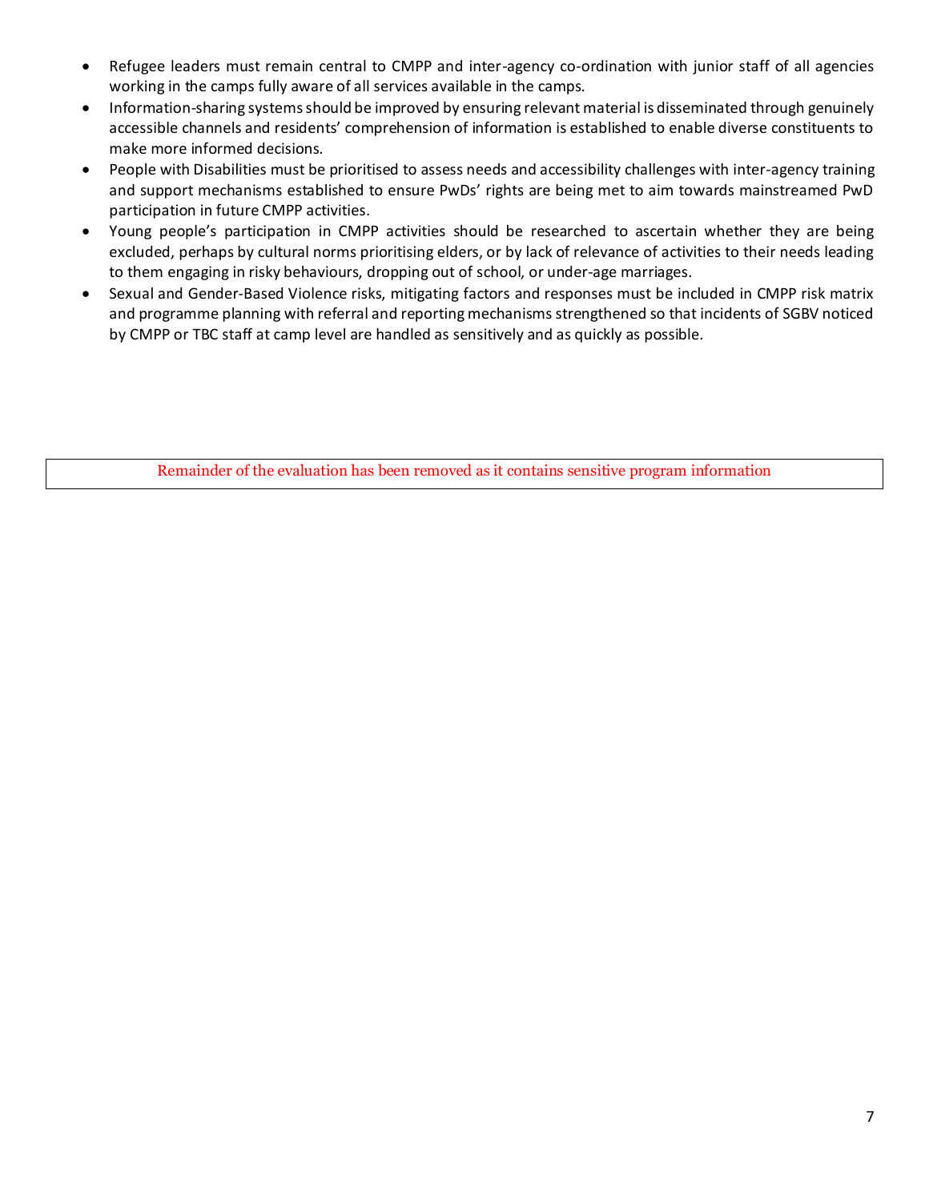- Refugee leaders must remain central to CMPP and inter-agency co-ordination with junior staff of all agencies working in the camps fully aware of all services available in the camps.
- Information-sharing systems should be improved by ensuring relevant material is disseminated through genuinely accessible channels and residents' comprehension of information is established to enable diverse constituents to make more informed decisions.
- People with Disabilities must be prioritised to assess needs and accessibility challenges with inter-agency training and support mechanisms established to ensure PwDs' rights are being met to aim towards mainstreamed PwD participation in future CMPP activities.
- Young people's participation in CMPP activities should be researched to ascertain whether they are being excluded, perhaps by cultural norms prioritising elders, or by lack of relevance of activities to their needs leading to them engaging in risky behaviours, dropping out of school, or under-age marriages.
- Sexual and Gender-Based Violence risks, mitigating factors and responses must be included in CMPP risk matrix and programme planning with referral and reporting mechanisms strengthened so that incidents of SGBV noticed by CMPP or TBC staff at camp level are handled as sensitively and as quickly as possible.

Remainder of the evaluation has been removed as it contains sensitive program information